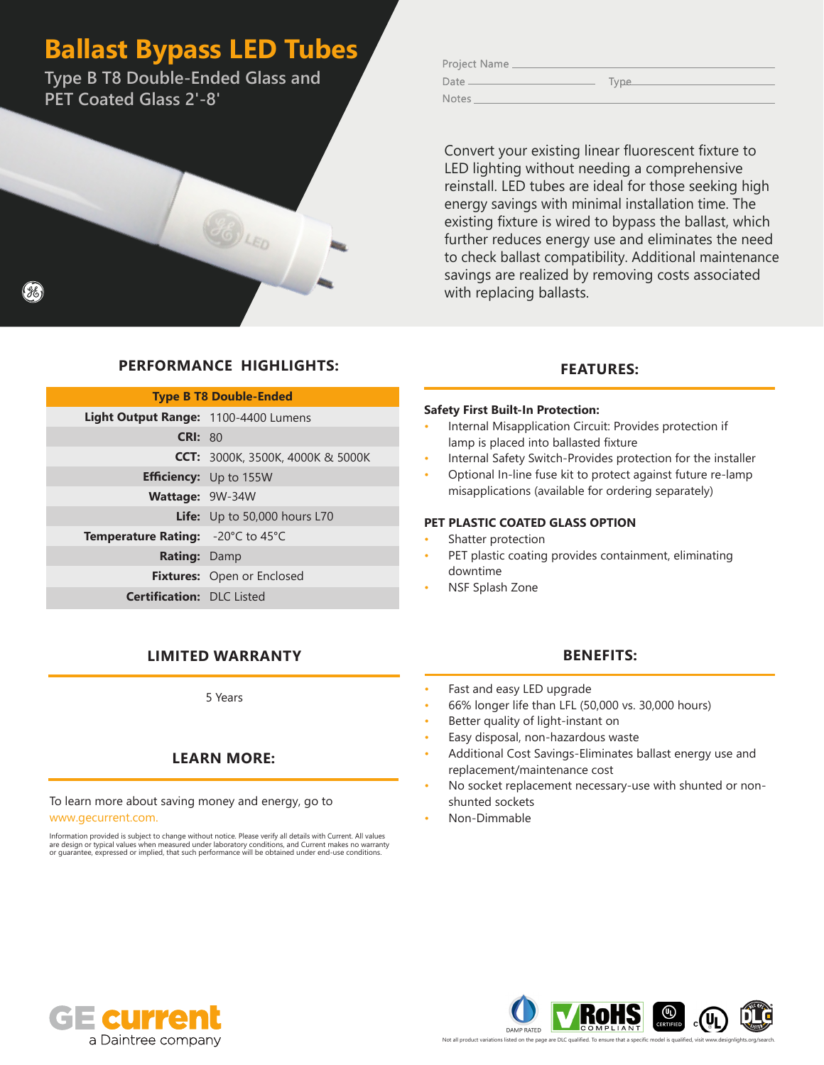# Ballast Bypass LED Tubes

## Type B T8 Double-Ended Glass and PET Coated Glass 2'-8'

Project Name

Date Type

Notes

Convert your existing linear fluorescent fixture to LED lighting without needing a comprehensive reinstall. LED tubes are ideal for those seeking high energy savings with minimal installation time. The existing fixture is wired to bypass the ballast, which further reduces energy use and eliminates the need to check ballast compatibility. Additional maintenance savings are realized by removing costs associated with replacing ballasts.

## PERFORMANCE HIGHLIGHTS:

| Type B T8 Double-Ended | |
|---|---|
| **Light Output Range:** | 1100-4400 Lumens |
| **CRI:** | 80 |
| **CCT:** | 3000K, 3500K, 4000K & 5000K |
| **Efficiency:** | Up to 155W |
| **Wattage:** | 9W-34W |
| **Life:** | Up to 50,000 hours L70 |
| **Temperature Rating:** | -20°C to 45°C |
| **Rating:** | Damp |
| **Fixtures:** | Open or Enclosed |
| **Certification:** | DLC Listed |

## FEATURES:

**Safety First Built-In Protection:**

- Internal Misapplication Circuit: Provides protection if lamp is placed into ballasted fixture
- Internal Safety Switch-Provides protection for the installer
- Optional In-line fuse kit to protect against future re-lamp misapplications (available for ordering separately)

**PET PLASTIC COATED GLASS OPTION**

- Shatter protection
- PET plastic coating provides containment, eliminating downtime
- NSF Splash Zone

## LIMITED WARRANTY

5 Years

## BENEFITS:

- Fast and easy LED upgrade
- 66% longer life than LFL (50,000 vs. 30,000 hours)
- Better quality of light-instant on
- Easy disposal, non-hazardous waste
- Additional Cost Savings-Eliminates ballast energy use and replacement/maintenance cost
- No socket replacement necessary-use with shunted or non-shunted sockets
- Non-Dimmable

## LEARN MORE:

To learn more about saving money and energy, go to www.gecurrent.com.

Information provided is subject to change without notice. Please verify all details with Current. All values are design or typical values when measured under laboratory conditions, and Current makes no warranty or guarantee, expressed or implied, that such performance will be obtained under end-use conditions.

GE current
a Daintree company

DAMP RATED RoHS COMPLIANT

Not all product variations listed on the page are DLC qualified. To ensure that a specific model is qualified, visit www.designlights.org/search.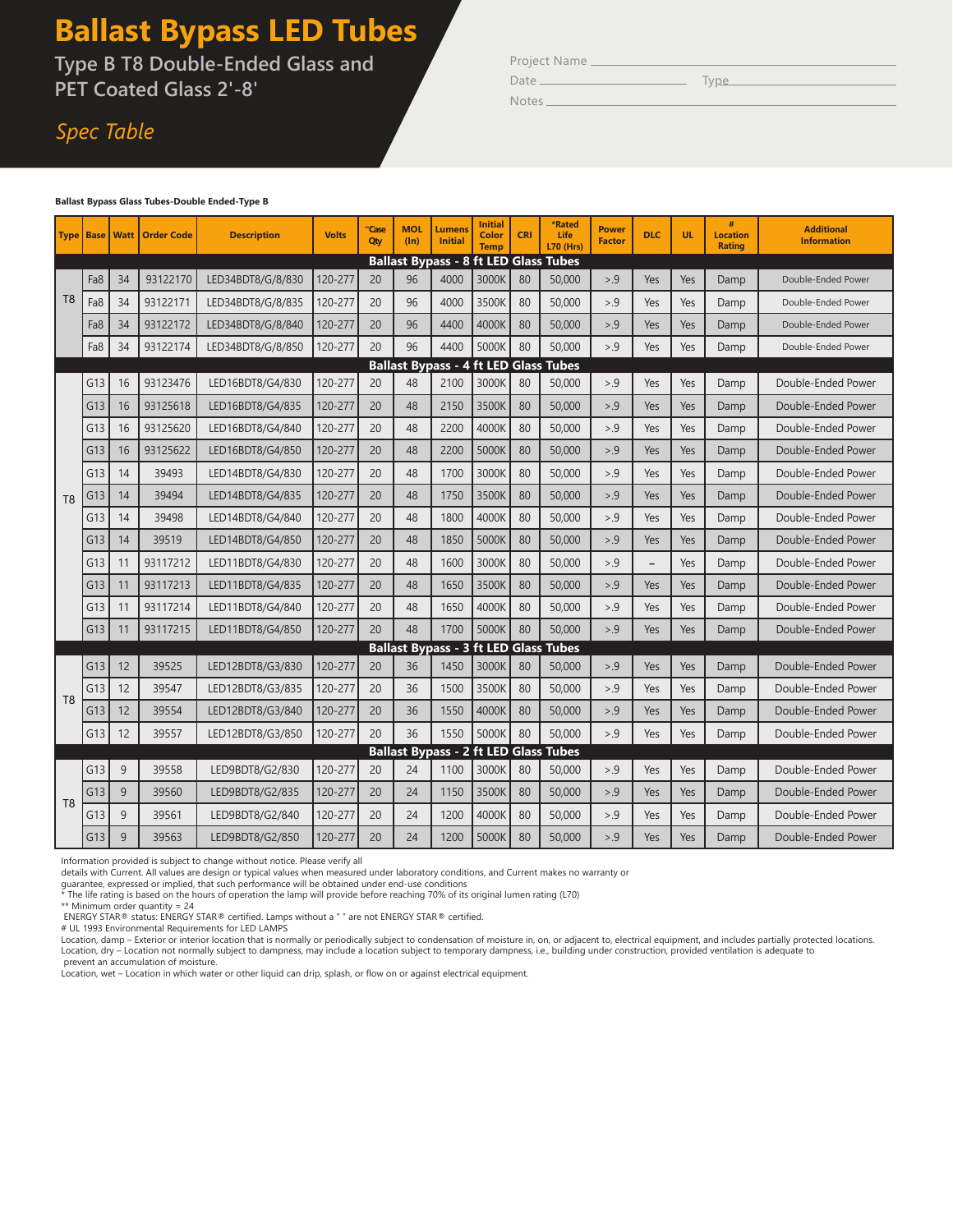# Ballast Bypass LED Tubes

## Type B T8 Double-Ended Glass and PET Coated Glass 2'-8'

*Spec Table*

Project Name ______________________

Date ______________ Type ______________

Notes ______________________

**Ballast Bypass Glass Tubes-Double Ended-Type B**

| Type | Base | Watt | Order Code | Description | Volts | **Case Qty | MOL (In) | Lumens Initial | Initial Color Temp | CRI | *Rated Life L70 (Hrs) | Power Factor | DLC | UL | # Location Rating | Additional Information |
|---|---|---|---|---|---|---|---|---|---|---|---|---|---|---|---|---|
| **Ballast Bypass - 8 ft LED Glass Tubes** | | | | | | | | | | | | | | | | |
| T8 | Fa8 | 34 | 93122170 | LED34BDT8/G/8/830 | 120-277 | 20 | 96 | 4000 | 3000K | 80 | 50,000 | >.9 | Yes | Yes | Damp | Double-Ended Power |
| | Fa8 | 34 | 93122171 | LED34BDT8/G/8/835 | 120-277 | 20 | 96 | 4000 | 3500K | 80 | 50,000 | >.9 | Yes | Yes | Damp | Double-Ended Power |
| | Fa8 | 34 | 93122172 | LED34BDT8/G/8/840 | 120-277 | 20 | 96 | 4400 | 4000K | 80 | 50,000 | >.9 | Yes | Yes | Damp | Double-Ended Power |
| | Fa8 | 34 | 93122174 | LED34BDT8/G/8/850 | 120-277 | 20 | 96 | 4400 | 5000K | 80 | 50,000 | >.9 | Yes | Yes | Damp | Double-Ended Power |
| **Ballast Bypass - 4 ft LED Glass Tubes** | | | | | | | | | | | | | | | | |
| T8 | G13 | 16 | 93123476 | LED16BDT8/G4/830 | 120-277 | 20 | 48 | 2100 | 3000K | 80 | 50,000 | >.9 | Yes | Yes | Damp | Double-Ended Power |
| | G13 | 16 | 93125618 | LED16BDT8/G4/835 | 120-277 | 20 | 48 | 2150 | 3500K | 80 | 50,000 | >.9 | Yes | Yes | Damp | Double-Ended Power |
| | G13 | 16 | 93125620 | LED16BDT8/G4/840 | 120-277 | 20 | 48 | 2200 | 4000K | 80 | 50,000 | >.9 | Yes | Yes | Damp | Double-Ended Power |
| | G13 | 16 | 93125622 | LED16BDT8/G4/850 | 120-277 | 20 | 48 | 2200 | 5000K | 80 | 50,000 | >.9 | Yes | Yes | Damp | Double-Ended Power |
| | G13 | 14 | 39493 | LED14BDT8/G4/830 | 120-277 | 20 | 48 | 1700 | 3000K | 80 | 50,000 | >.9 | Yes | Yes | Damp | Double-Ended Power |
| | G13 | 14 | 39494 | LED14BDT8/G4/835 | 120-277 | 20 | 48 | 1750 | 3500K | 80 | 50,000 | >.9 | Yes | Yes | Damp | Double-Ended Power |
| | G13 | 14 | 39498 | LED14BDT8/G4/840 | 120-277 | 20 | 48 | 1800 | 4000K | 80 | 50,000 | >.9 | Yes | Yes | Damp | Double-Ended Power |
| | G13 | 14 | 39519 | LED14BDT8/G4/850 | 120-277 | 20 | 48 | 1850 | 5000K | 80 | 50,000 | >.9 | Yes | Yes | Damp | Double-Ended Power |
| | G13 | 11 | 93117212 | LED11BDT8/G4/830 | 120-277 | 20 | 48 | 1600 | 3000K | 80 | 50,000 | >.9 | – | Yes | Damp | Double-Ended Power |
| | G13 | 11 | 93117213 | LED11BDT8/G4/835 | 120-277 | 20 | 48 | 1650 | 3500K | 80 | 50,000 | >.9 | Yes | Yes | Damp | Double-Ended Power |
| | G13 | 11 | 93117214 | LED11BDT8/G4/840 | 120-277 | 20 | 48 | 1650 | 4000K | 80 | 50,000 | >.9 | Yes | Yes | Damp | Double-Ended Power |
| | G13 | 11 | 93117215 | LED11BDT8/G4/850 | 120-277 | 20 | 48 | 1700 | 5000K | 80 | 50,000 | >.9 | Yes | Yes | Damp | Double-Ended Power |
| **Ballast Bypass - 3 ft LED Glass Tubes** | | | | | | | | | | | | | | | | |
| T8 | G13 | 12 | 39525 | LED12BDT8/G3/830 | 120-277 | 20 | 36 | 1450 | 3000K | 80 | 50,000 | >.9 | Yes | Yes | Damp | Double-Ended Power |
| | G13 | 12 | 39547 | LED12BDT8/G3/835 | 120-277 | 20 | 36 | 1500 | 3500K | 80 | 50,000 | >.9 | Yes | Yes | Damp | Double-Ended Power |
| | G13 | 12 | 39554 | LED12BDT8/G3/840 | 120-277 | 20 | 36 | 1550 | 4000K | 80 | 50,000 | >.9 | Yes | Yes | Damp | Double-Ended Power |
| | G13 | 12 | 39557 | LED12BDT8/G3/850 | 120-277 | 20 | 36 | 1550 | 5000K | 80 | 50,000 | >.9 | Yes | Yes | Damp | Double-Ended Power |
| **Ballast Bypass - 2 ft LED Glass Tubes** | | | | | | | | | | | | | | | | |
| T8 | G13 | 9 | 39558 | LED9BDT8/G2/830 | 120-277 | 20 | 24 | 1100 | 3000K | 80 | 50,000 | >.9 | Yes | Yes | Damp | Double-Ended Power |
| | G13 | 9 | 39560 | LED9BDT8/G2/835 | 120-277 | 20 | 24 | 1150 | 3500K | 80 | 50,000 | >.9 | Yes | Yes | Damp | Double-Ended Power |
| | G13 | 9 | 39561 | LED9BDT8/G2/840 | 120-277 | 20 | 24 | 1200 | 4000K | 80 | 50,000 | >.9 | Yes | Yes | Damp | Double-Ended Power |
| | G13 | 9 | 39563 | LED9BDT8/G2/850 | 120-277 | 20 | 24 | 1200 | 5000K | 80 | 50,000 | >.9 | Yes | Yes | Damp | Double-Ended Power |

Information provided is subject to change without notice. Please verify all details with Current. All values are design or typical values when measured under laboratory conditions, and Current makes no warranty or guarantee, expressed or implied, that such performance will be obtained under end-use conditions

* The life rating is based on the hours of operation the lamp will provide before reaching 70% of its original lumen rating (L70)

** Minimum order quantity = 24

ENERGY STAR® status: ENERGY STAR® certified. Lamps without a " " are not ENERGY STAR® certified.

# UL 1993 Environmental Requirements for LED LAMPS

Location, damp – Exterior or interior location that is normally or periodically subject to condensation of moisture in, on, or adjacent to, electrical equipment, and includes partially protected locations.
Location, dry – Location not normally subject to dampness, may include a location subject to temporary dampness, i.e., building under construction, provided ventilation is adequate to prevent an accumulation of moisture.
Location, wet – Location in which water or other liquid can drip, splash, or flow on or against electrical equipment.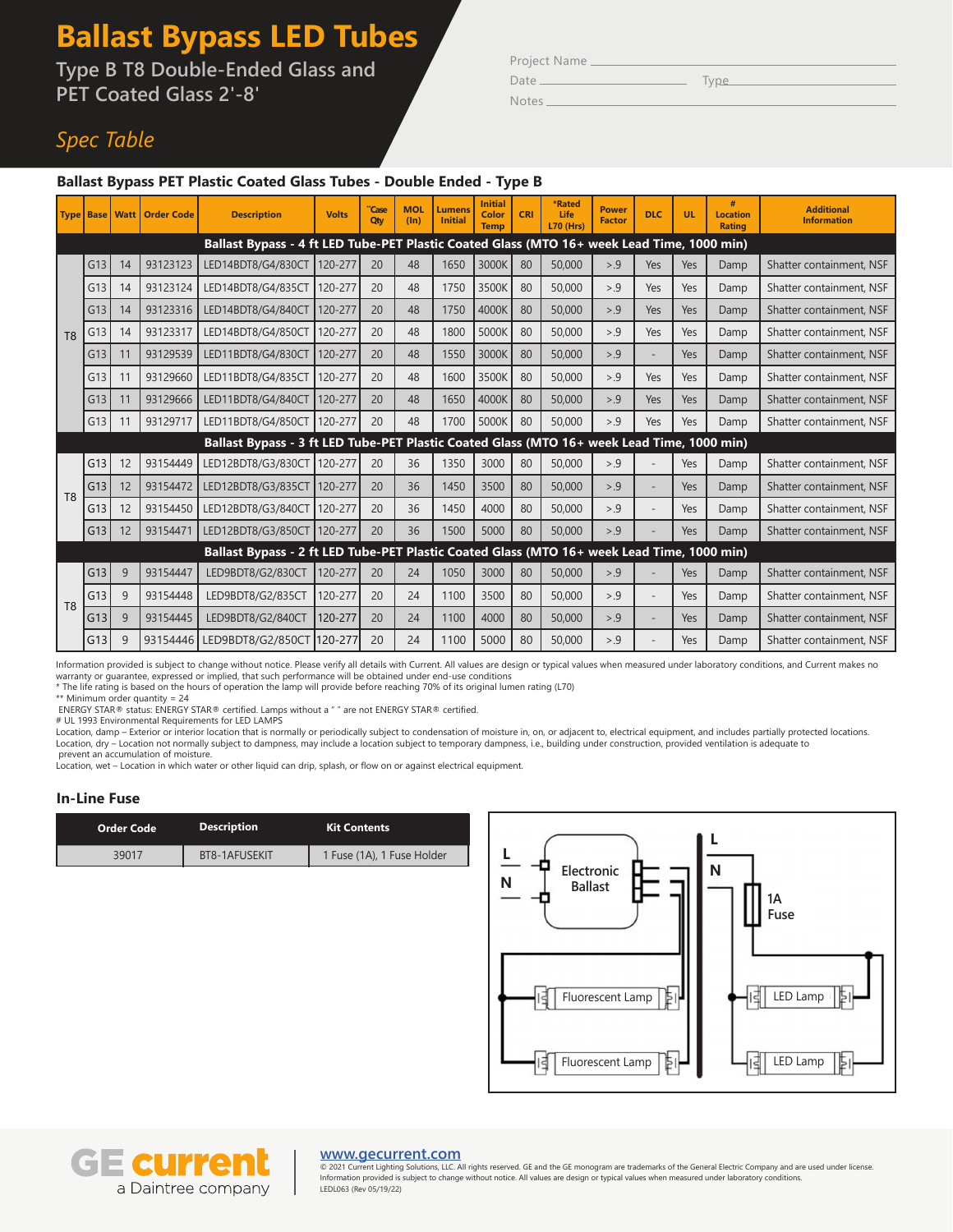# Ballast Bypass LED Tubes

## Type B T8 Double-Ended Glass and PET Coated Glass 2'-8'

*Spec Table*

Project Name

Date Type

Notes

### Ballast Bypass PET Plastic Coated Glass Tubes - Double Ended - Type B

| Type | Base | Watt | Order Code | Description | Volts | **Case Qty | MOL (In) | Lumens Initial | Initial Color Temp | CRI | *Rated Life L70 (Hrs) | Power Factor | DLC | UL | # Location Rating | Additional Information |
|---|---|---|---|---|---|---|---|---|---|---|---|---|---|---|---|---|
| **Ballast Bypass - 4 ft LED Tube-PET Plastic Coated Glass (MTO 16+ week Lead Time, 1000 min)** | | | | | | | | | | | | | | | | |
| T8 | G13 | 14 | 93123123 | LED14BDT8/G4/830CT | 120-277 | 20 | 48 | 1650 | 3000K | 80 | 50,000 | >.9 | Yes | Yes | Damp | Shatter containment, NSF |
| | G13 | 14 | 93123124 | LED14BDT8/G4/835CT | 120-277 | 20 | 48 | 1750 | 3500K | 80 | 50,000 | >.9 | Yes | Yes | Damp | Shatter containment, NSF |
| | G13 | 14 | 93123316 | LED14BDT8/G4/840CT | 120-277 | 20 | 48 | 1750 | 4000K | 80 | 50,000 | >.9 | Yes | Yes | Damp | Shatter containment, NSF |
| | G13 | 14 | 93123317 | LED14BDT8/G4/850CT | 120-277 | 20 | 48 | 1800 | 5000K | 80 | 50,000 | >.9 | Yes | Yes | Damp | Shatter containment, NSF |
| | G13 | 11 | 93129539 | LED11BDT8/G4/830CT | 120-277 | 20 | 48 | 1550 | 3000K | 80 | 50,000 | >.9 | - | Yes | Damp | Shatter containment, NSF |
| | G13 | 11 | 93129660 | LED11BDT8/G4/835CT | 120-277 | 20 | 48 | 1600 | 3500K | 80 | 50,000 | >.9 | Yes | Yes | Damp | Shatter containment, NSF |
| | G13 | 11 | 93129666 | LED11BDT8/G4/840CT | 120-277 | 20 | 48 | 1650 | 4000K | 80 | 50,000 | >.9 | Yes | Yes | Damp | Shatter containment, NSF |
| | G13 | 11 | 93129717 | LED11BDT8/G4/850CT | 120-277 | 20 | 48 | 1700 | 5000K | 80 | 50,000 | >.9 | Yes | Yes | Damp | Shatter containment, NSF |
| **Ballast Bypass - 3 ft LED Tube-PET Plastic Coated Glass (MTO 16+ week Lead Time, 1000 min)** | | | | | | | | | | | | | | | | |
| T8 | G13 | 12 | 93154449 | LED12BDT8/G3/830CT | 120-277 | 20 | 36 | 1350 | 3000 | 80 | 50,000 | >.9 | - | Yes | Damp | Shatter containment, NSF |
| | G13 | 12 | 93154472 | LED12BDT8/G3/835CT | 120-277 | 20 | 36 | 1450 | 3500 | 80 | 50,000 | >.9 | - | Yes | Damp | Shatter containment, NSF |
| | G13 | 12 | 93154450 | LED12BDT8/G3/840CT | 120-277 | 20 | 36 | 1450 | 4000 | 80 | 50,000 | >.9 | - | Yes | Damp | Shatter containment, NSF |
| | G13 | 12 | 93154471 | LED12BDT8/G3/850CT | 120-277 | 20 | 36 | 1500 | 5000 | 80 | 50,000 | >.9 | - | Yes | Damp | Shatter containment, NSF |
| **Ballast Bypass - 2 ft LED Tube-PET Plastic Coated Glass (MTO 16+ week Lead Time, 1000 min)** | | | | | | | | | | | | | | | | |
| T8 | G13 | 9 | 93154447 | LED9BDT8/G2/830CT | 120-277 | 20 | 24 | 1050 | 3000 | 80 | 50,000 | >.9 | - | Yes | Damp | Shatter containment, NSF |
| | G13 | 9 | 93154448 | LED9BDT8/G2/835CT | 120-277 | 20 | 24 | 1100 | 3500 | 80 | 50,000 | >.9 | - | Yes | Damp | Shatter containment, NSF |
| | G13 | 9 | 93154445 | LED9BDT8/G2/840CT | 120-277 | 20 | 24 | 1100 | 4000 | 80 | 50,000 | >.9 | - | Yes | Damp | Shatter containment, NSF |
| | G13 | 9 | 93154446 | LED9BDT8/G2/850CT | 120-277 | 20 | 24 | 1100 | 5000 | 80 | 50,000 | >.9 | - | Yes | Damp | Shatter containment, NSF |

Information provided is subject to change without notice. Please verify all details with Current. All values are design or typical values when measured under laboratory conditions, and Current makes no warranty or guarantee, expressed or implied, that such performance will be obtained under end-use conditions
* The life rating is based on the hours of operation the lamp will provide before reaching 70% of its original lumen rating (L70)
** Minimum order quantity = 24
ENERGY STAR® status: ENERGY STAR® certified. Lamps without a " " are not ENERGY STAR® certified.
# UL 1993 Environmental Requirements for LED LAMPS
Location, damp – Exterior or interior location that is normally or periodically subject to condensation of moisture in, on, or adjacent to, electrical equipment, and includes partially protected locations.
Location, dry – Location not normally subject to dampness, may include a location subject to temporary dampness, i.e., building under construction, provided ventilation is adequate to prevent an accumulation of moisture.
Location, wet – Location in which water or other liquid can drip, splash, or flow on or against electrical equipment.

### In-Line Fuse

| Order Code | Description | Kit Contents |
|---|---|---|
| 39017 | BT8-1AFUSEKIT | 1 Fuse (1A), 1 Fuse Holder |

L
N
Electronic Ballast
Fluorescent Lamp
Fluorescent Lamp
L
N
1A Fuse
LED Lamp
LED Lamp

GE current a Daintree company

www.gecurrent.com

© 2021 Current Lighting Solutions, LLC. All rights reserved. GE and the GE monogram are trademarks of the General Electric Company and are used under license. Information provided is subject to change without notice. All values are design or typical values when measured under laboratory conditions.
LEDL063 (Rev 05/19/22)